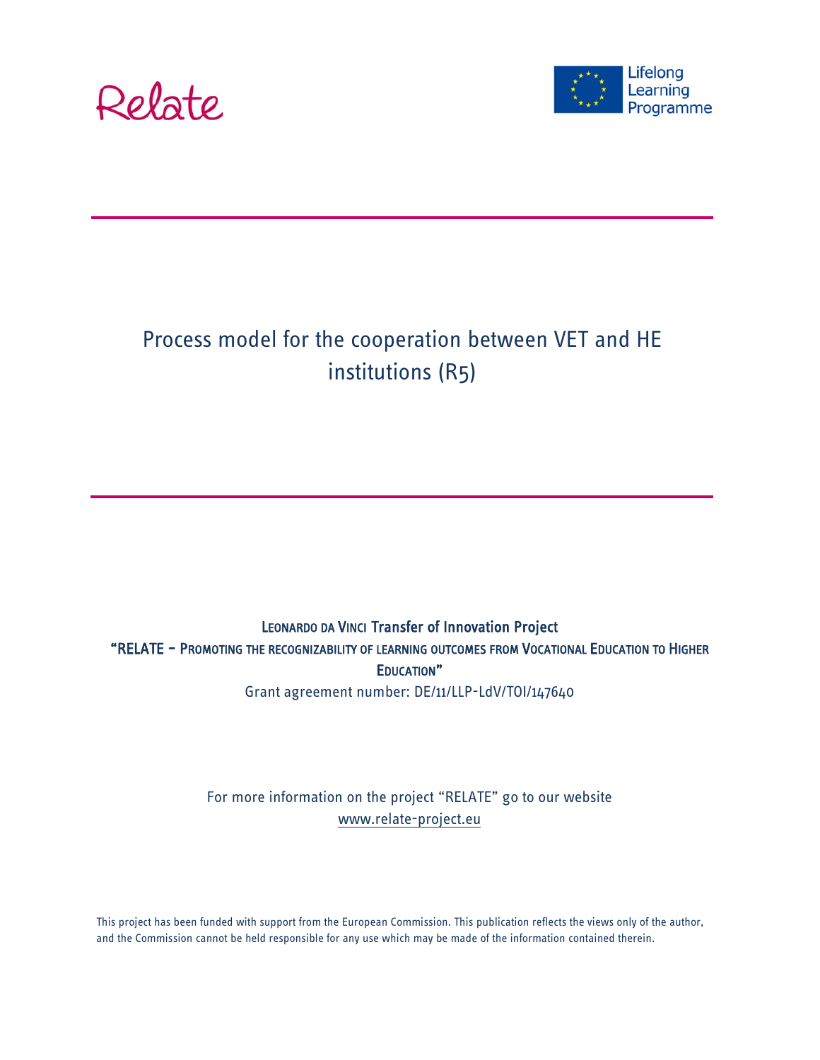Relate

Lifelong Learning Programme

# Process model for the cooperation between VET and HE institutions (R5)

Leonardo da Vinci Transfer of Innovation Project

"RELATE – Promoting the recognizability of learning outcomes from Vocational Education to Higher Education"

Grant agreement number: DE/11/LLP-LdV/TOI/147640

For more information on the project "RELATE" go to our website
www.relate-project.eu

This project has been funded with support from the European Commission. This publication reflects the views only of the author, and the Commission cannot be held responsible for any use which may be made of the information contained therein.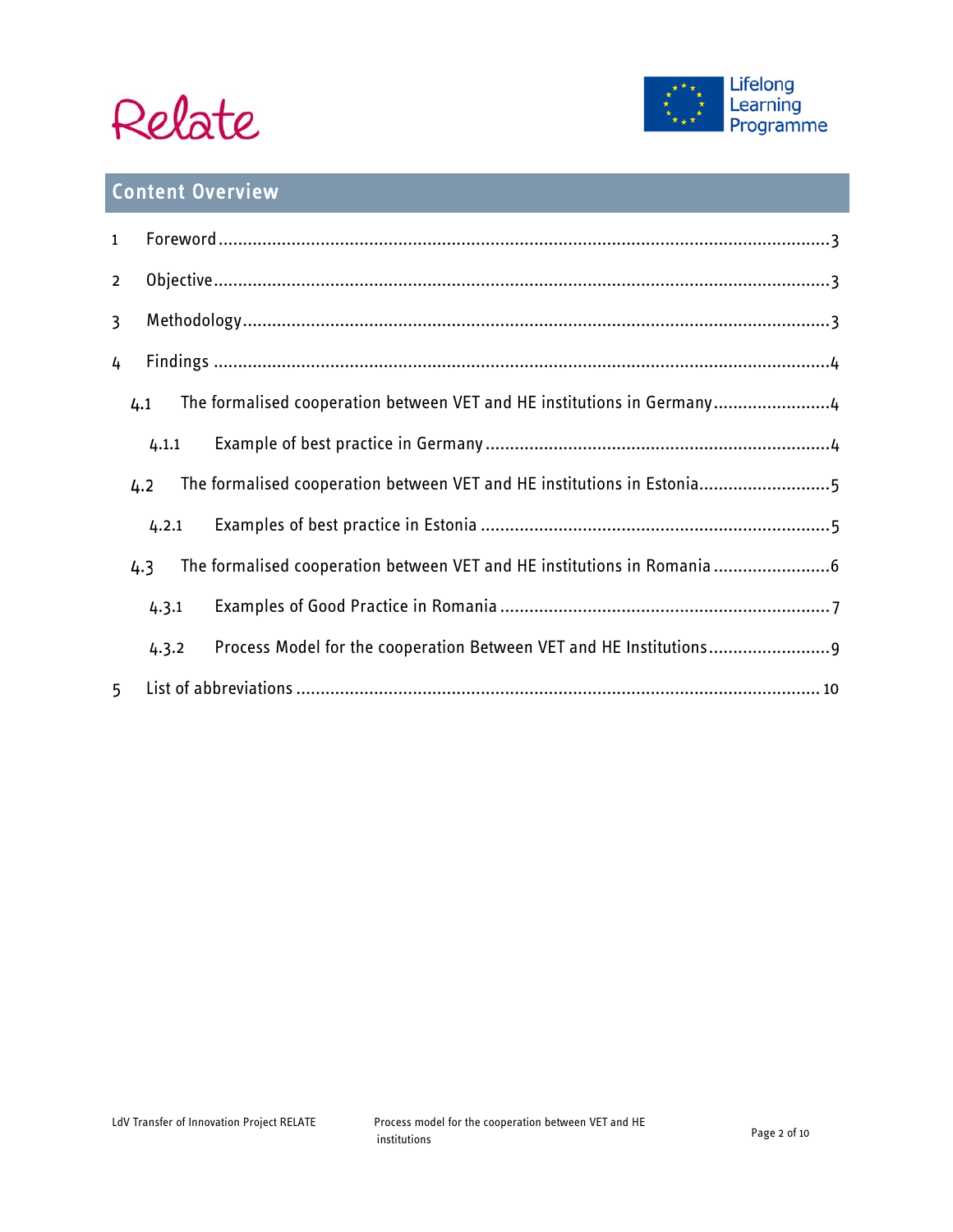## Content Overview

1 Foreword ... 3

2 Objective ... 3

3 Methodology ... 3

4 Findings ... 4

- 4.1 The formalised cooperation between VET and HE institutions in Germany ... 4
  - 4.1.1 Example of best practice in Germany ... 4
- 4.2 The formalised cooperation between VET and HE institutions in Estonia ... 5
  - 4.2.1 Examples of best practice in Estonia ... 5
- 4.3 The formalised cooperation between VET and HE institutions in Romania ... 6
  - 4.3.1 Examples of Good Practice in Romania ... 7
  - 4.3.2 Process Model for the cooperation Between VET and HE Institutions ... 9

5 List of abbreviations ... 10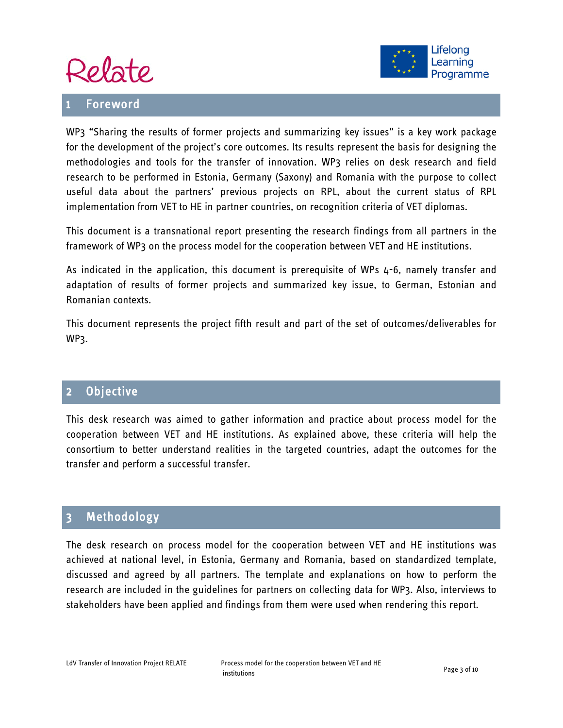## 1 Foreword

WP3 “Sharing the results of former projects and summarizing key issues” is a key work package for the development of the project’s core outcomes. Its results represent the basis for designing the methodologies and tools for the transfer of innovation. WP3 relies on desk research and field research to be performed in Estonia, Germany (Saxony) and Romania with the purpose to collect useful data about the partners’ previous projects on RPL, about the current status of RPL implementation from VET to HE in partner countries, on recognition criteria of VET diplomas.

This document is a transnational report presenting the research findings from all partners in the framework of WP3 on the process model for the cooperation between VET and HE institutions.

As indicated in the application, this document is prerequisite of WPs 4-6, namely transfer and adaptation of results of former projects and summarized key issue, to German, Estonian and Romanian contexts.

This document represents the project fifth result and part of the set of outcomes/deliverables for WP3.

## 2 Objective

This desk research was aimed to gather information and practice about process model for the cooperation between VET and HE institutions. As explained above, these criteria will help the consortium to better understand realities in the targeted countries, adapt the outcomes for the transfer and perform a successful transfer.

## 3 Methodology

The desk research on process model for the cooperation between VET and HE institutions was achieved at national level, in Estonia, Germany and Romania, based on standardized template, discussed and agreed by all partners. The template and explanations on how to perform the research are included in the guidelines for partners on collecting data for WP3. Also, interviews to stakeholders have been applied and findings from them were used when rendering this report.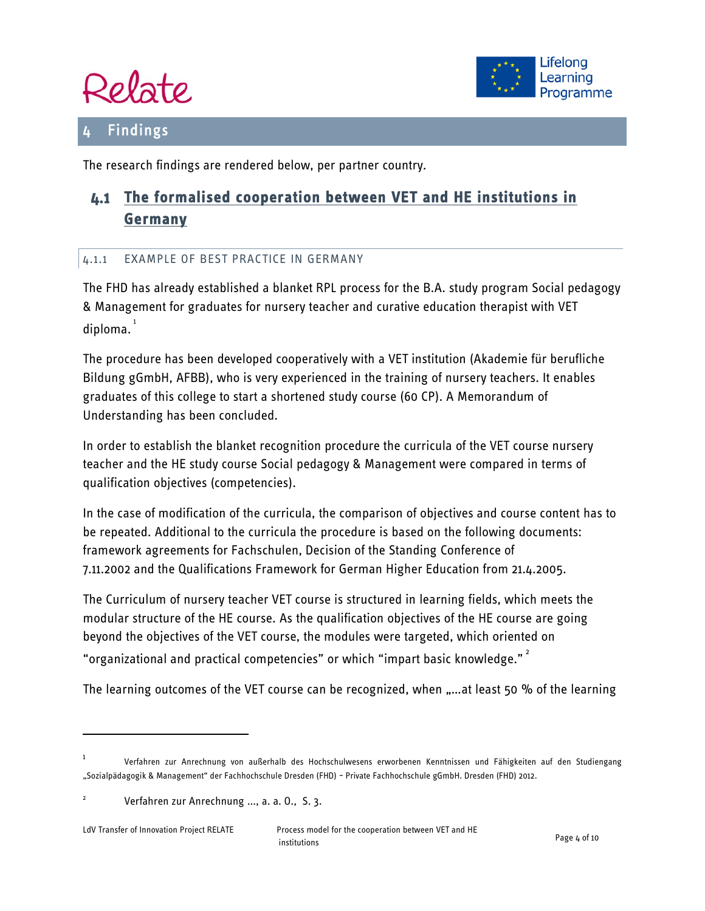# 4 Findings

The research findings are rendered below, per partner country.

## 4.1 The formalised cooperation between VET and HE institutions in Germany

### 4.1.1 EXAMPLE OF BEST PRACTICE IN GERMANY

The FHD has already established a blanket RPL process for the B.A. study program Social pedagogy & Management for graduates for nursery teacher and curative education therapist with VET diploma.[1]

The procedure has been developed cooperatively with a VET institution (Akademie für berufliche Bildung gGmbH, AFBB), who is very experienced in the training of nursery teachers. It enables graduates of this college to start a shortened study course (60 CP). A Memorandum of Understanding has been concluded.

In order to establish the blanket recognition procedure the curricula of the VET course nursery teacher and the HE study course Social pedagogy & Management were compared in terms of qualification objectives (competencies).

In the case of modification of the curricula, the comparison of objectives and course content has to be repeated. Additional to the curricula the procedure is based on the following documents: framework agreements for Fachschulen, Decision of the Standing Conference of 7.11.2002 and the Qualifications Framework for German Higher Education from 21.4.2005.

The Curriculum of nursery teacher VET course is structured in learning fields, which meets the modular structure of the HE course. As the qualification objectives of the HE course are going beyond the objectives of the VET course, the modules were targeted, which oriented on "organizational and practical competencies" or which "impart basic knowledge."[2]

The learning outcomes of the VET course can be recognized, when „...at least 50 % of the learning

---

[1] Verfahren zur Anrechnung von außerhalb des Hochschulwesens erworbenen Kenntnissen und Fähigkeiten auf den Studiengang „Sozialpädagogik & Management" der Fachhochschule Dresden (FHD) – Private Fachhochschule gGmbH. Dresden (FHD) 2012.

[2] Verfahren zur Anrechnung ..., a. a. O., S. 3.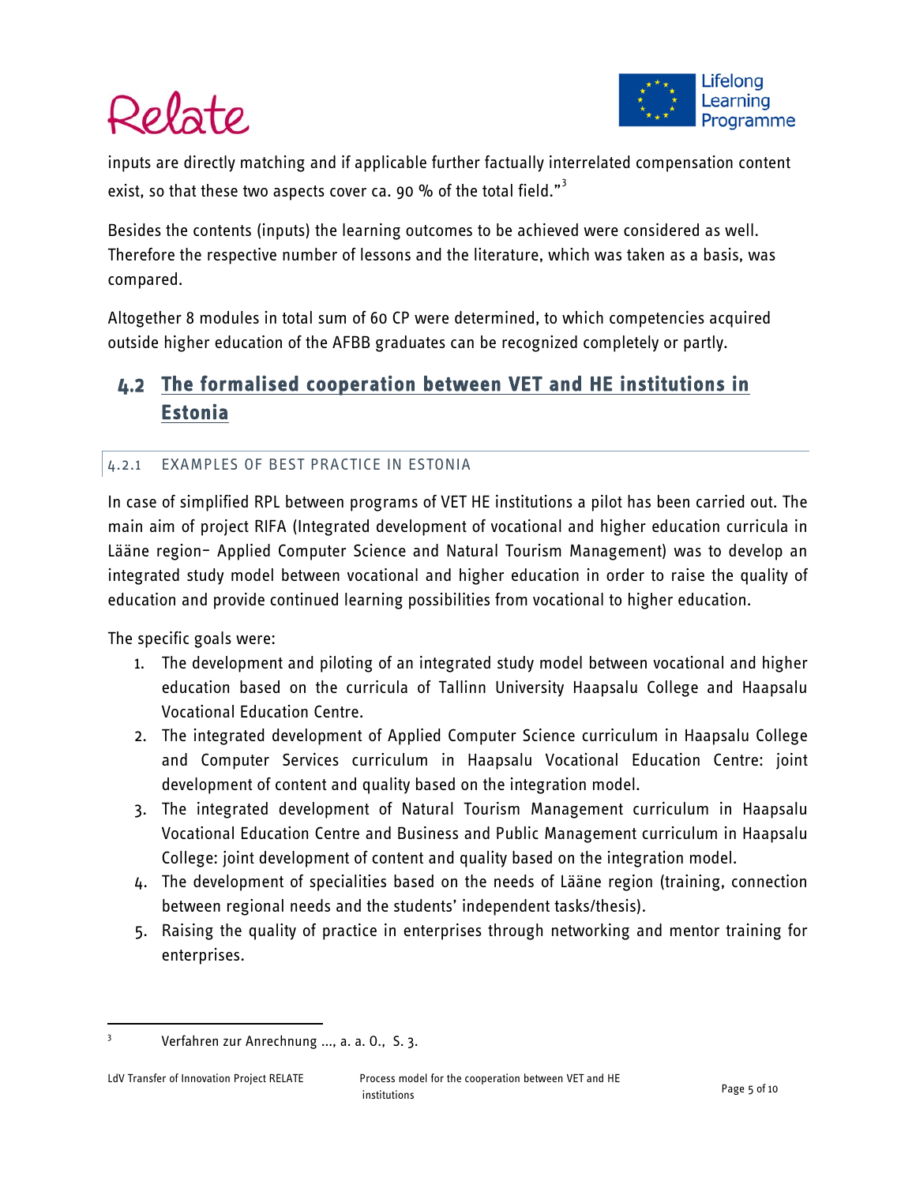inputs are directly matching and if applicable further factually interrelated compensation content exist, so that these two aspects cover ca. 90 % of the total field."[3]

Besides the contents (inputs) the learning outcomes to be achieved were considered as well. Therefore the respective number of lessons and the literature, which was taken as a basis, was compared.

Altogether 8 modules in total sum of 60 CP were determined, to which competencies acquired outside higher education of the AFBB graduates can be recognized completely or partly.

## 4.2 The formalised cooperation between VET and HE institutions in Estonia

### 4.2.1 EXAMPLES OF BEST PRACTICE IN ESTONIA

In case of simplified RPL between programs of VET HE institutions a pilot has been carried out. The main aim of project RIFA (Integrated development of vocational and higher education curricula in Lääne region– Applied Computer Science and Natural Tourism Management) was to develop an integrated study model between vocational and higher education in order to raise the quality of education and provide continued learning possibilities from vocational to higher education.

The specific goals were:

1. The development and piloting of an integrated study model between vocational and higher education based on the curricula of Tallinn University Haapsalu College and Haapsalu Vocational Education Centre.
2. The integrated development of Applied Computer Science curriculum in Haapsalu College and Computer Services curriculum in Haapsalu Vocational Education Centre: joint development of content and quality based on the integration model.
3. The integrated development of Natural Tourism Management curriculum in Haapsalu Vocational Education Centre and Business and Public Management curriculum in Haapsalu College: joint development of content and quality based on the integration model.
4. The development of specialities based on the needs of Lääne region (training, connection between regional needs and the students' independent tasks/thesis).
5. Raising the quality of practice in enterprises through networking and mentor training for enterprises.

---

[3] Verfahren zur Anrechnung ..., a. a. O., S. 3.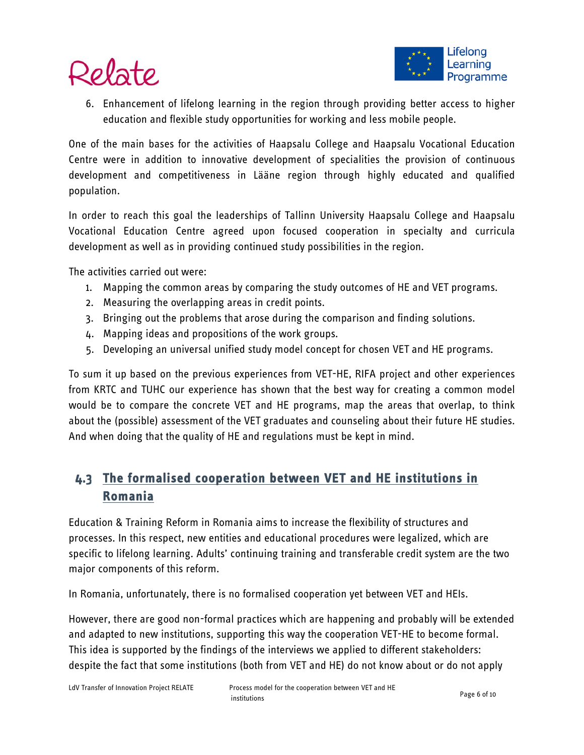6. Enhancement of lifelong learning in the region through providing better access to higher education and flexible study opportunities for working and less mobile people.

One of the main bases for the activities of Haapsalu College and Haapsalu Vocational Education Centre were in addition to innovative development of specialities the provision of continuous development and competitiveness in Lääne region through highly educated and qualified population.

In order to reach this goal the leaderships of Tallinn University Haapsalu College and Haapsalu Vocational Education Centre agreed upon focused cooperation in specialty and curricula development as well as in providing continued study possibilities in the region.

The activities carried out were:

1. Mapping the common areas by comparing the study outcomes of HE and VET programs.
2. Measuring the overlapping areas in credit points.
3. Bringing out the problems that arose during the comparison and finding solutions.
4. Mapping ideas and propositions of the work groups.
5. Developing an universal unified study model concept for chosen VET and HE programs.

To sum it up based on the previous experiences from VET-HE, RIFA project and other experiences from KRTC and TUHC our experience has shown that the best way for creating a common model would be to compare the concrete VET and HE programs, map the areas that overlap, to think about the (possible) assessment of the VET graduates and counseling about their future HE studies. And when doing that the quality of HE and regulations must be kept in mind.

## 4.3 The formalised cooperation between VET and HE institutions in Romania

Education & Training Reform in Romania aims to increase the flexibility of structures and processes. In this respect, new entities and educational procedures were legalized, which are specific to lifelong learning. Adults' continuing training and transferable credit system are the two major components of this reform.

In Romania, unfortunately, there is no formalised cooperation yet between VET and HEIs.

However, there are good non-formal practices which are happening and probably will be extended and adapted to new institutions, supporting this way the cooperation VET-HE to become formal. This idea is supported by the findings of the interviews we applied to different stakeholders: despite the fact that some institutions (both from VET and HE) do not know about or do not apply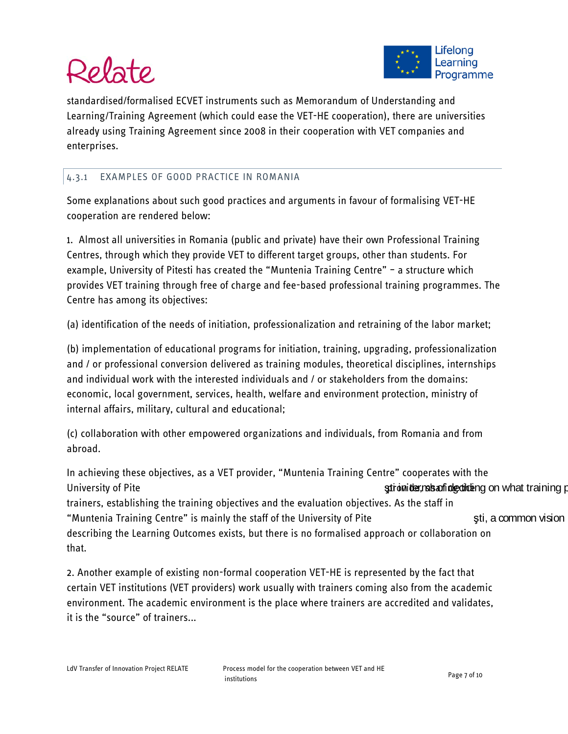standardised/formalised ECVET instruments such as Memorandum of Understanding and Learning/Training Agreement (which could ease the VET-HE cooperation), there are universities already using Training Agreement since 2008 in their cooperation with VET companies and enterprises.

### 4.3.1 EXAMPLES OF GOOD PRACTICE IN ROMANIA

Some explanations about such good practices and arguments in favour of formalising VET-HE cooperation are rendered below:

1. Almost all universities in Romania (public and private) have their own Professional Training Centres, through which they provide VET to different target groups, other than students. For example, University of Pitesti has created the "Muntenia Training Centre" – a structure which provides VET training through free of charge and fee-based professional training programmes. The Centre has among its objectives:

(a) identification of the needs of initiation, professionalization and retraining of the labor market;

(b) implementation of educational programs for initiation, training, upgrading, professionalization and / or professional conversion delivered as training modules, theoretical disciplines, internships and individual work with the interested individuals and / or stakeholders from the domains: economic, local government, services, health, welfare and environment protection, ministry of internal affairs, military, cultural and educational;

(c) collaboration with other empowered organizations and individuals, from Romania and from abroad.

In achieving these objectives, as a VET provider, "Muntenia Training Centre" cooperates with the University of Piteşti in terms of deciding on what training p trainers, establishing the training objectives and the evaluation objectives. As the staff in "Muntenia Training Centre" is mainly the staff of the University of Piteşti, a common vision describing the Learning Outcomes exists, but there is no formalised approach or collaboration on that.

2. Another example of existing non-formal cooperation VET-HE is represented by the fact that certain VET institutions (VET providers) work usually with trainers coming also from the academic environment. The academic environment is the place where trainers are accredited and validates, it is the "source" of trainers...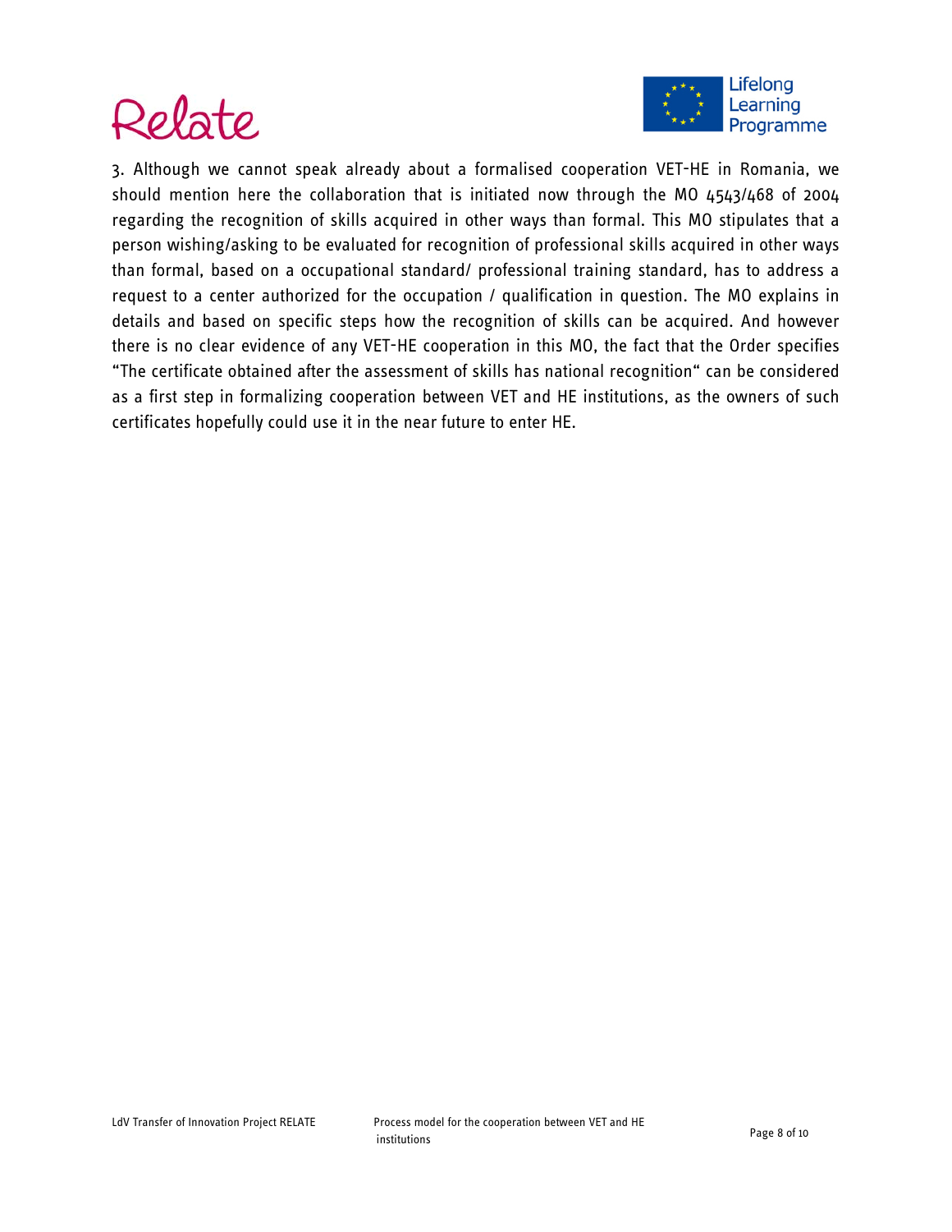3. Although we cannot speak already about a formalised cooperation VET-HE in Romania, we should mention here the collaboration that is initiated now through the MO 4543/468 of 2004 regarding the recognition of skills acquired in other ways than formal. This MO stipulates that a person wishing/asking to be evaluated for recognition of professional skills acquired in other ways than formal, based on a occupational standard/ professional training standard, has to address a request to a center authorized for the occupation / qualification in question. The MO explains in details and based on specific steps how the recognition of skills can be acquired. And however there is no clear evidence of any VET-HE cooperation in this MO, the fact that the Order specifies "The certificate obtained after the assessment of skills has national recognition" can be considered as a first step in formalizing cooperation between VET and HE institutions, as the owners of such certificates hopefully could use it in the near future to enter HE.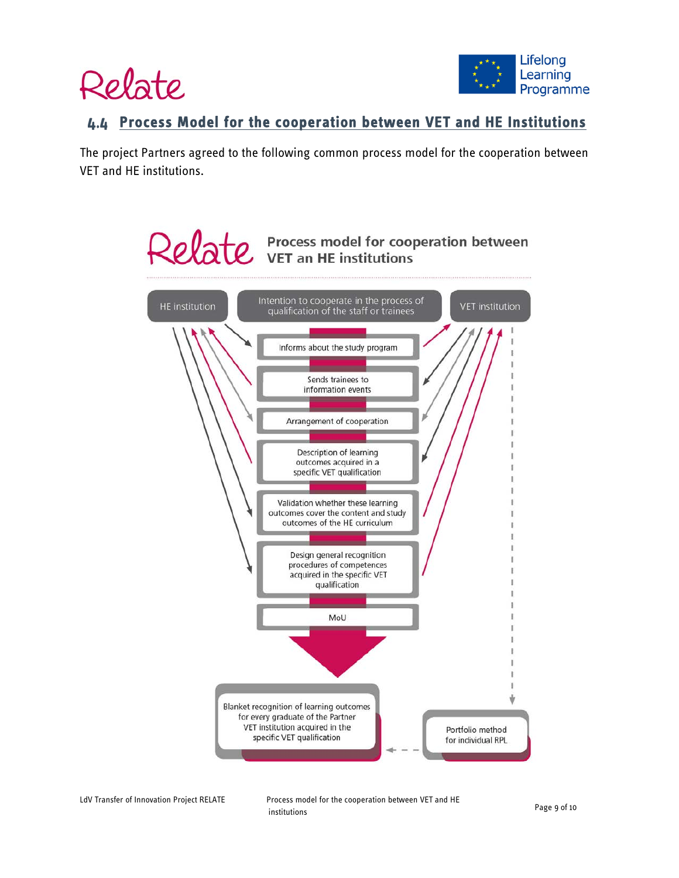## 4.4 Process Model for the cooperation between VET and HE Institutions

The project Partners agreed to the following common process model for the cooperation between VET and HE institutions.

Relate Process model for cooperation between VET an HE institutions

HE institution

Intention to cooperate in the process of qualification of the staff or trainees

VET institution

Informs about the study program

Sends trainees to information events

Arrangement of cooperation

Description of learning outcomes acquired in a specific VET qualification

Validation whether these learning outcomes cover the content and study outcomes of the HE curriculum

Design general recognition procedures of competences acquired in the specific VET qualification

MoU

Blanket recognition of learning outcomes for every graduate of the Partner VET institution acquired in the specific VET qualification

Portfolio method for individual RPL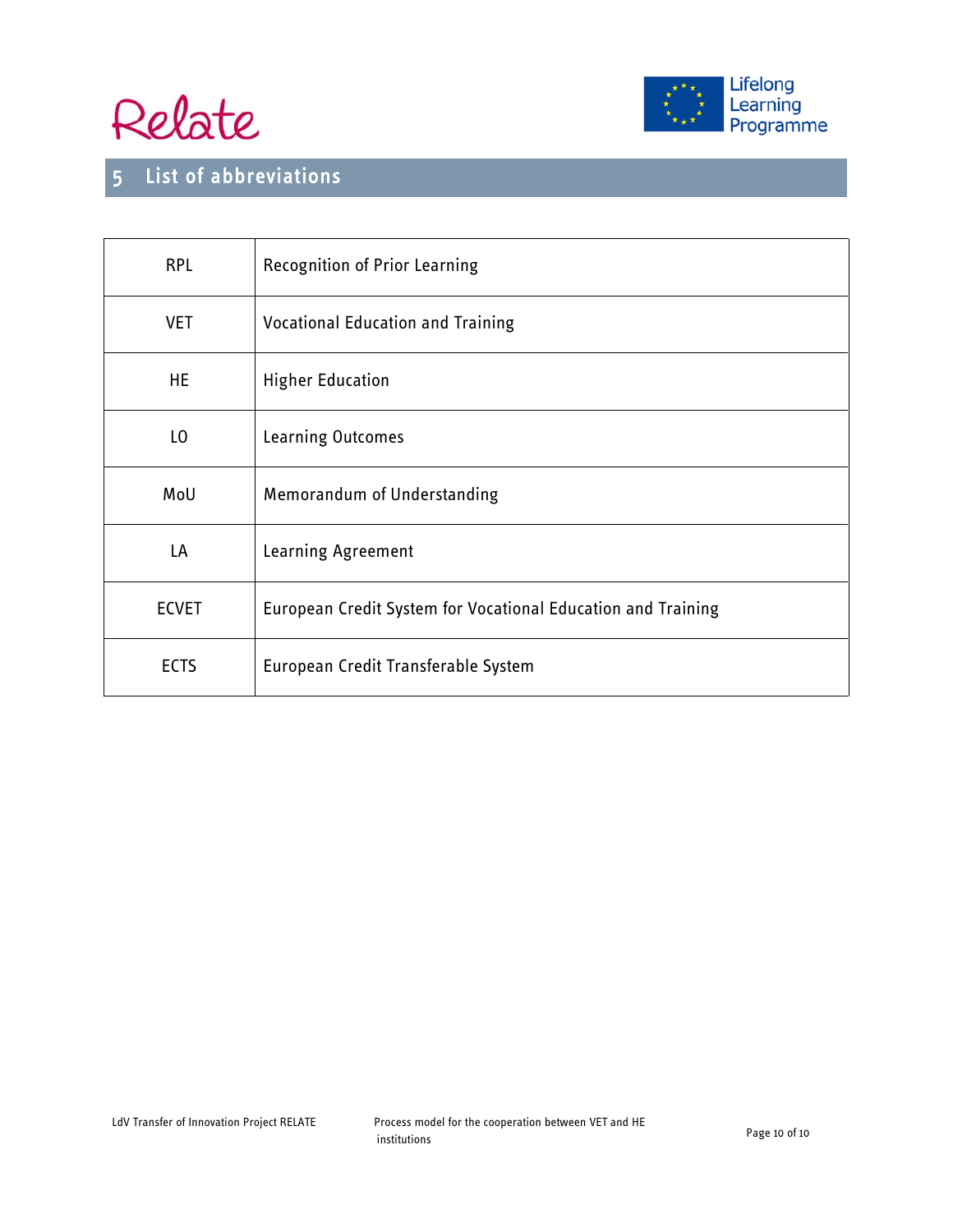# 5 List of abbreviations

| | |
|---|---|
| RPL | Recognition of Prior Learning |
| VET | Vocational Education and Training |
| HE | Higher Education |
| LO | Learning Outcomes |
| MoU | Memorandum of Understanding |
| LA | Learning Agreement |
| ECVET | European Credit System for Vocational Education and Training |
| ECTS | European Credit Transferable System |